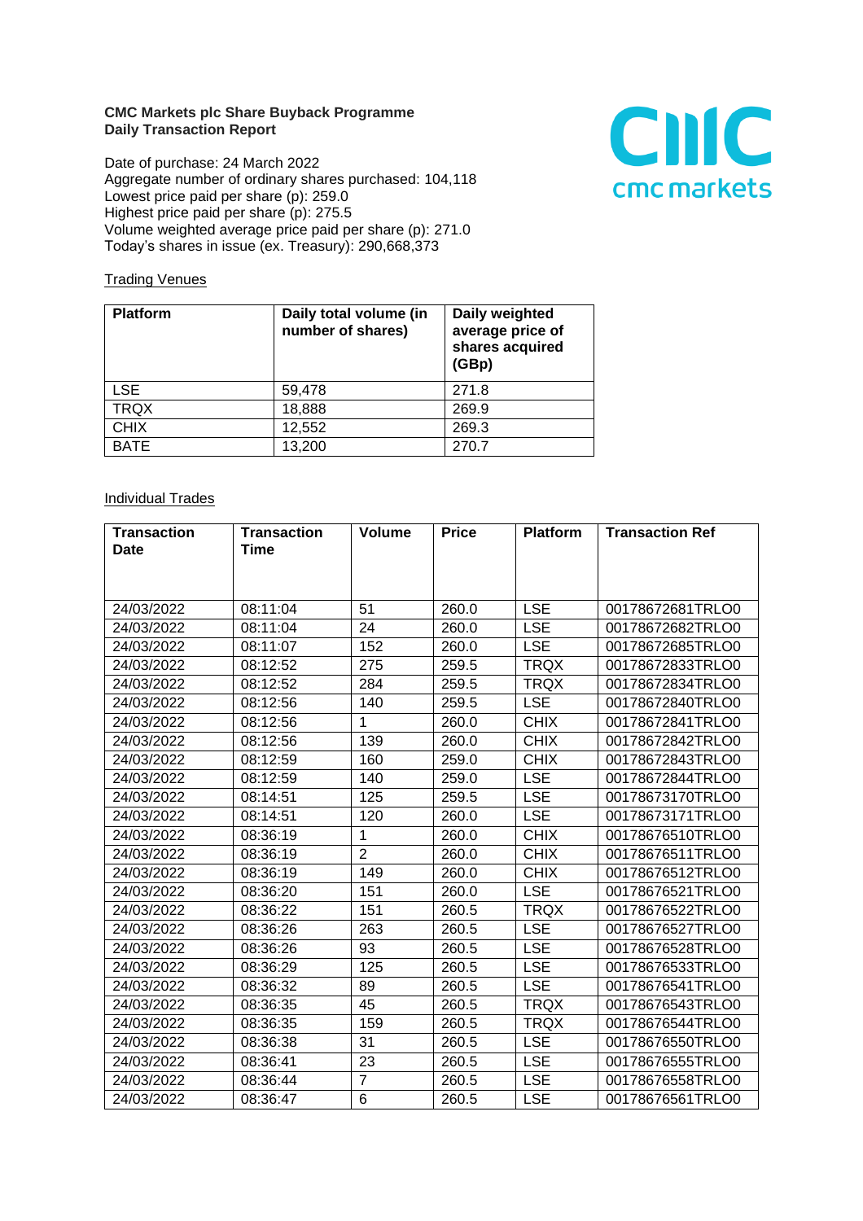**CMC Markets plc Share Buyback Programme**
**Daily Transaction Report**

Date of purchase: 24 March 2022
Aggregate number of ordinary shares purchased: 104,118
Lowest price paid per share (p): 259.0
Highest price paid per share (p): 275.5
Volume weighted average price paid per share (p): 271.0
Today's shares in issue (ex. Treasury): 290,668,373

Trading Venues

| Platform | Daily total volume (in number of shares) | Daily weighted average price of shares acquired (GBp) |
|---|---|---|
| LSE | 59,478 | 271.8 |
| TRQX | 18,888 | 269.9 |
| CHIX | 12,552 | 269.3 |
| BATE | 13,200 | 270.7 |

Individual Trades

| Transaction Date | Transaction Time | Volume | Price | Platform | Transaction Ref |
|---|---|---|---|---|---|
| 24/03/2022 | 08:11:04 | 51 | 260.0 | LSE | 00178672681TRLO0 |
| 24/03/2022 | 08:11:04 | 24 | 260.0 | LSE | 00178672682TRLO0 |
| 24/03/2022 | 08:11:07 | 152 | 260.0 | LSE | 00178672685TRLO0 |
| 24/03/2022 | 08:12:52 | 275 | 259.5 | TRQX | 00178672833TRLO0 |
| 24/03/2022 | 08:12:52 | 284 | 259.5 | TRQX | 00178672834TRLO0 |
| 24/03/2022 | 08:12:56 | 140 | 259.5 | LSE | 00178672840TRLO0 |
| 24/03/2022 | 08:12:56 | 1 | 260.0 | CHIX | 00178672841TRLO0 |
| 24/03/2022 | 08:12:56 | 139 | 260.0 | CHIX | 00178672842TRLO0 |
| 24/03/2022 | 08:12:59 | 160 | 259.0 | CHIX | 00178672843TRLO0 |
| 24/03/2022 | 08:12:59 | 140 | 259.0 | LSE | 00178672844TRLO0 |
| 24/03/2022 | 08:14:51 | 125 | 259.5 | LSE | 00178673170TRLO0 |
| 24/03/2022 | 08:14:51 | 120 | 260.0 | LSE | 00178673171TRLO0 |
| 24/03/2022 | 08:36:19 | 1 | 260.0 | CHIX | 00178676510TRLO0 |
| 24/03/2022 | 08:36:19 | 2 | 260.0 | CHIX | 00178676511TRLO0 |
| 24/03/2022 | 08:36:19 | 149 | 260.0 | CHIX | 00178676512TRLO0 |
| 24/03/2022 | 08:36:20 | 151 | 260.0 | LSE | 00178676521TRLO0 |
| 24/03/2022 | 08:36:22 | 151 | 260.5 | TRQX | 00178676522TRLO0 |
| 24/03/2022 | 08:36:26 | 263 | 260.5 | LSE | 00178676527TRLO0 |
| 24/03/2022 | 08:36:26 | 93 | 260.5 | LSE | 00178676528TRLO0 |
| 24/03/2022 | 08:36:29 | 125 | 260.5 | LSE | 00178676533TRLO0 |
| 24/03/2022 | 08:36:32 | 89 | 260.5 | LSE | 00178676541TRLO0 |
| 24/03/2022 | 08:36:35 | 45 | 260.5 | TRQX | 00178676543TRLO0 |
| 24/03/2022 | 08:36:35 | 159 | 260.5 | TRQX | 00178676544TRLO0 |
| 24/03/2022 | 08:36:38 | 31 | 260.5 | LSE | 00178676550TRLO0 |
| 24/03/2022 | 08:36:41 | 23 | 260.5 | LSE | 00178676555TRLO0 |
| 24/03/2022 | 08:36:44 | 7 | 260.5 | LSE | 00178676558TRLO0 |
| 24/03/2022 | 08:36:47 | 6 | 260.5 | LSE | 00178676561TRLO0 |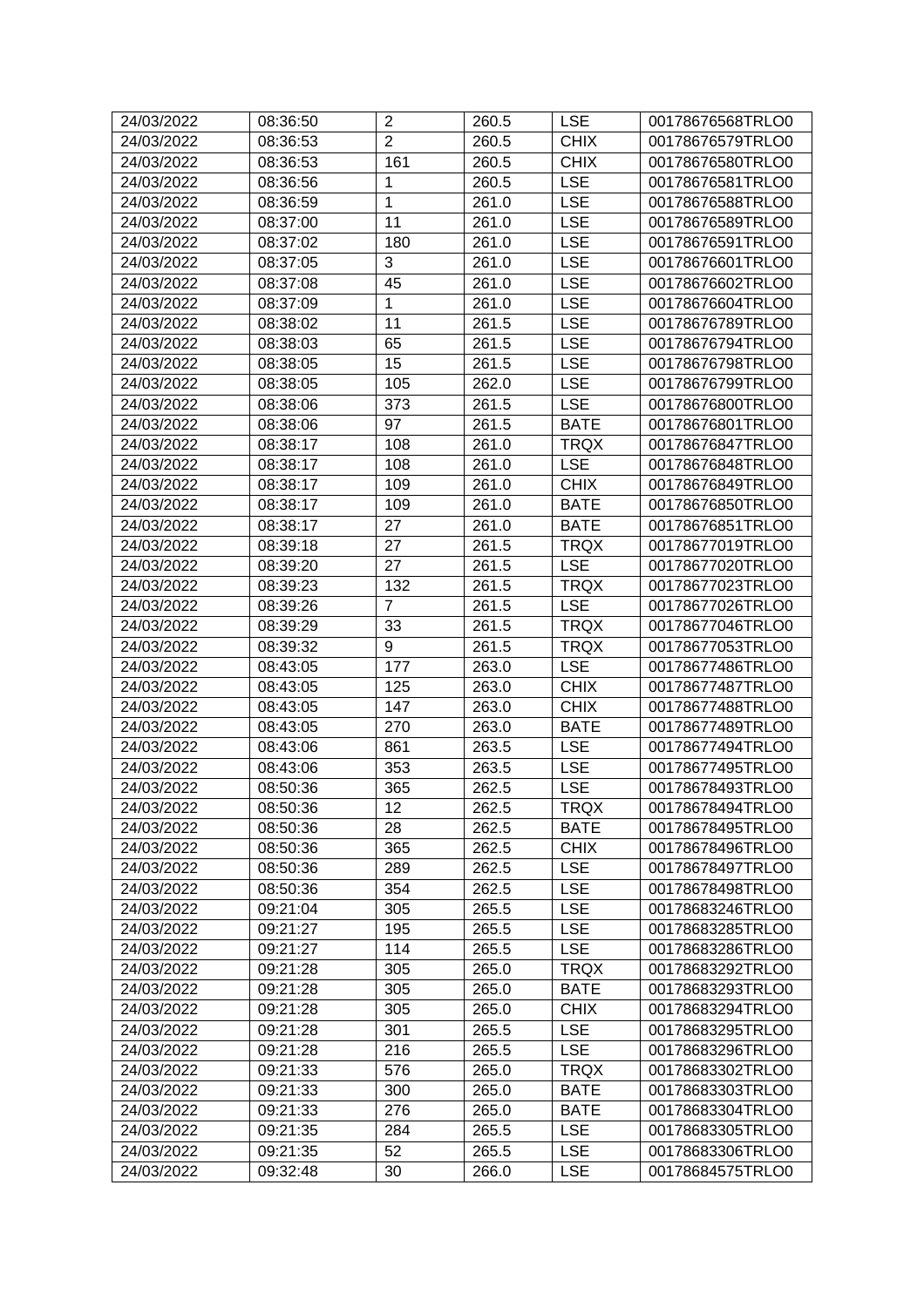| 24/03/2022 | 08:36:50 | 2 | 260.5 | LSE | 00178676568TRLO0 |
|---|---|---|---|---|---|
| 24/03/2022 | 08:36:53 | 2 | 260.5 | CHIX | 00178676579TRLO0 |
| 24/03/2022 | 08:36:53 | 161 | 260.5 | CHIX | 00178676580TRLO0 |
| 24/03/2022 | 08:36:56 | 1 | 260.5 | LSE | 00178676581TRLO0 |
| 24/03/2022 | 08:36:59 | 1 | 261.0 | LSE | 00178676588TRLO0 |
| 24/03/2022 | 08:37:00 | 11 | 261.0 | LSE | 00178676589TRLO0 |
| 24/03/2022 | 08:37:02 | 180 | 261.0 | LSE | 00178676591TRLO0 |
| 24/03/2022 | 08:37:05 | 3 | 261.0 | LSE | 00178676601TRLO0 |
| 24/03/2022 | 08:37:08 | 45 | 261.0 | LSE | 00178676602TRLO0 |
| 24/03/2022 | 08:37:09 | 1 | 261.0 | LSE | 00178676604TRLO0 |
| 24/03/2022 | 08:38:02 | 11 | 261.5 | LSE | 00178676789TRLO0 |
| 24/03/2022 | 08:38:03 | 65 | 261.5 | LSE | 00178676794TRLO0 |
| 24/03/2022 | 08:38:05 | 15 | 261.5 | LSE | 00178676798TRLO0 |
| 24/03/2022 | 08:38:05 | 105 | 262.0 | LSE | 00178676799TRLO0 |
| 24/03/2022 | 08:38:06 | 373 | 261.5 | LSE | 00178676800TRLO0 |
| 24/03/2022 | 08:38:06 | 97 | 261.5 | BATE | 00178676801TRLO0 |
| 24/03/2022 | 08:38:17 | 108 | 261.0 | TRQX | 00178676847TRLO0 |
| 24/03/2022 | 08:38:17 | 108 | 261.0 | LSE | 00178676848TRLO0 |
| 24/03/2022 | 08:38:17 | 109 | 261.0 | CHIX | 00178676849TRLO0 |
| 24/03/2022 | 08:38:17 | 109 | 261.0 | BATE | 00178676850TRLO0 |
| 24/03/2022 | 08:38:17 | 27 | 261.0 | BATE | 00178676851TRLO0 |
| 24/03/2022 | 08:39:18 | 27 | 261.5 | TRQX | 00178677019TRLO0 |
| 24/03/2022 | 08:39:20 | 27 | 261.5 | LSE | 00178677020TRLO0 |
| 24/03/2022 | 08:39:23 | 132 | 261.5 | TRQX | 00178677023TRLO0 |
| 24/03/2022 | 08:39:26 | 7 | 261.5 | LSE | 00178677026TRLO0 |
| 24/03/2022 | 08:39:29 | 33 | 261.5 | TRQX | 00178677046TRLO0 |
| 24/03/2022 | 08:39:32 | 9 | 261.5 | TRQX | 00178677053TRLO0 |
| 24/03/2022 | 08:43:05 | 177 | 263.0 | LSE | 00178677486TRLO0 |
| 24/03/2022 | 08:43:05 | 125 | 263.0 | CHIX | 00178677487TRLO0 |
| 24/03/2022 | 08:43:05 | 147 | 263.0 | CHIX | 00178677488TRLO0 |
| 24/03/2022 | 08:43:05 | 270 | 263.0 | BATE | 00178677489TRLO0 |
| 24/03/2022 | 08:43:06 | 861 | 263.5 | LSE | 00178677494TRLO0 |
| 24/03/2022 | 08:43:06 | 353 | 263.5 | LSE | 00178677495TRLO0 |
| 24/03/2022 | 08:50:36 | 365 | 262.5 | LSE | 00178678493TRLO0 |
| 24/03/2022 | 08:50:36 | 12 | 262.5 | TRQX | 00178678494TRLO0 |
| 24/03/2022 | 08:50:36 | 28 | 262.5 | BATE | 00178678495TRLO0 |
| 24/03/2022 | 08:50:36 | 365 | 262.5 | CHIX | 00178678496TRLO0 |
| 24/03/2022 | 08:50:36 | 289 | 262.5 | LSE | 00178678497TRLO0 |
| 24/03/2022 | 08:50:36 | 354 | 262.5 | LSE | 00178678498TRLO0 |
| 24/03/2022 | 09:21:04 | 305 | 265.5 | LSE | 00178683246TRLO0 |
| 24/03/2022 | 09:21:27 | 195 | 265.5 | LSE | 00178683285TRLO0 |
| 24/03/2022 | 09:21:27 | 114 | 265.5 | LSE | 00178683286TRLO0 |
| 24/03/2022 | 09:21:28 | 305 | 265.0 | TRQX | 00178683292TRLO0 |
| 24/03/2022 | 09:21:28 | 305 | 265.0 | BATE | 00178683293TRLO0 |
| 24/03/2022 | 09:21:28 | 305 | 265.0 | CHIX | 00178683294TRLO0 |
| 24/03/2022 | 09:21:28 | 301 | 265.5 | LSE | 00178683295TRLO0 |
| 24/03/2022 | 09:21:28 | 216 | 265.5 | LSE | 00178683296TRLO0 |
| 24/03/2022 | 09:21:33 | 576 | 265.0 | TRQX | 00178683302TRLO0 |
| 24/03/2022 | 09:21:33 | 300 | 265.0 | BATE | 00178683303TRLO0 |
| 24/03/2022 | 09:21:33 | 276 | 265.0 | BATE | 00178683304TRLO0 |
| 24/03/2022 | 09:21:35 | 284 | 265.5 | LSE | 00178683305TRLO0 |
| 24/03/2022 | 09:21:35 | 52 | 265.5 | LSE | 00178683306TRLO0 |
| 24/03/2022 | 09:32:48 | 30 | 266.0 | LSE | 00178684575TRLO0 |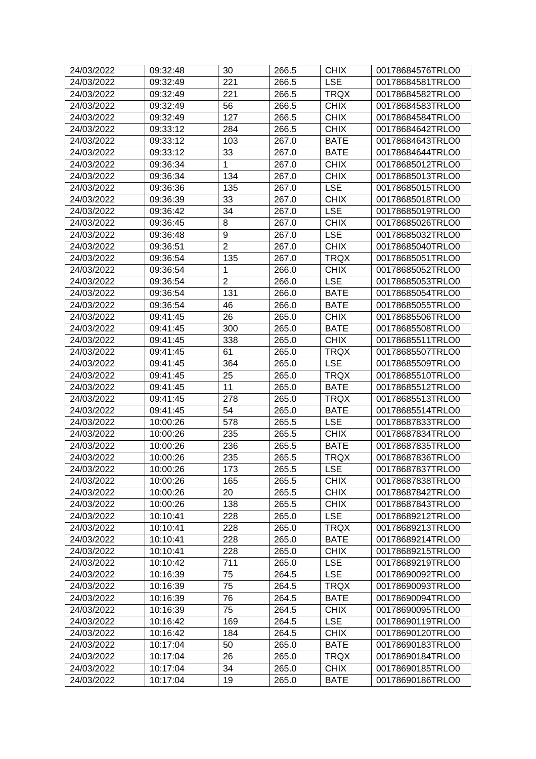| 24/03/2022 | 09:32:48 | 30 | 266.5 | CHIX | 00178684576TRLO0 |
|---|---|---|---|---|---|
| 24/03/2022 | 09:32:49 | 221 | 266.5 | LSE | 00178684581TRLO0 |
| 24/03/2022 | 09:32:49 | 221 | 266.5 | TRQX | 00178684582TRLO0 |
| 24/03/2022 | 09:32:49 | 56 | 266.5 | CHIX | 00178684583TRLO0 |
| 24/03/2022 | 09:32:49 | 127 | 266.5 | CHIX | 00178684584TRLO0 |
| 24/03/2022 | 09:33:12 | 284 | 266.5 | CHIX | 00178684642TRLO0 |
| 24/03/2022 | 09:33:12 | 103 | 267.0 | BATE | 00178684643TRLO0 |
| 24/03/2022 | 09:33:12 | 33 | 267.0 | BATE | 00178684644TRLO0 |
| 24/03/2022 | 09:36:34 | 1 | 267.0 | CHIX | 00178685012TRLO0 |
| 24/03/2022 | 09:36:34 | 134 | 267.0 | CHIX | 00178685013TRLO0 |
| 24/03/2022 | 09:36:36 | 135 | 267.0 | LSE | 00178685015TRLO0 |
| 24/03/2022 | 09:36:39 | 33 | 267.0 | CHIX | 00178685018TRLO0 |
| 24/03/2022 | 09:36:42 | 34 | 267.0 | LSE | 00178685019TRLO0 |
| 24/03/2022 | 09:36:45 | 8 | 267.0 | CHIX | 00178685026TRLO0 |
| 24/03/2022 | 09:36:48 | 9 | 267.0 | LSE | 00178685032TRLO0 |
| 24/03/2022 | 09:36:51 | 2 | 267.0 | CHIX | 00178685040TRLO0 |
| 24/03/2022 | 09:36:54 | 135 | 267.0 | TRQX | 00178685051TRLO0 |
| 24/03/2022 | 09:36:54 | 1 | 266.0 | CHIX | 00178685052TRLO0 |
| 24/03/2022 | 09:36:54 | 2 | 266.0 | LSE | 00178685053TRLO0 |
| 24/03/2022 | 09:36:54 | 131 | 266.0 | BATE | 00178685054TRLO0 |
| 24/03/2022 | 09:36:54 | 46 | 266.0 | BATE | 00178685055TRLO0 |
| 24/03/2022 | 09:41:45 | 26 | 265.0 | CHIX | 00178685506TRLO0 |
| 24/03/2022 | 09:41:45 | 300 | 265.0 | BATE | 00178685508TRLO0 |
| 24/03/2022 | 09:41:45 | 338 | 265.0 | CHIX | 00178685511TRLO0 |
| 24/03/2022 | 09:41:45 | 61 | 265.0 | TRQX | 00178685507TRLO0 |
| 24/03/2022 | 09:41:45 | 364 | 265.0 | LSE | 00178685509TRLO0 |
| 24/03/2022 | 09:41:45 | 25 | 265.0 | TRQX | 00178685510TRLO0 |
| 24/03/2022 | 09:41:45 | 11 | 265.0 | BATE | 00178685512TRLO0 |
| 24/03/2022 | 09:41:45 | 278 | 265.0 | TRQX | 00178685513TRLO0 |
| 24/03/2022 | 09:41:45 | 54 | 265.0 | BATE | 00178685514TRLO0 |
| 24/03/2022 | 10:00:26 | 578 | 265.5 | LSE | 00178687833TRLO0 |
| 24/03/2022 | 10:00:26 | 235 | 265.5 | CHIX | 00178687834TRLO0 |
| 24/03/2022 | 10:00:26 | 236 | 265.5 | BATE | 00178687835TRLO0 |
| 24/03/2022 | 10:00:26 | 235 | 265.5 | TRQX | 00178687836TRLO0 |
| 24/03/2022 | 10:00:26 | 173 | 265.5 | LSE | 00178687837TRLO0 |
| 24/03/2022 | 10:00:26 | 165 | 265.5 | CHIX | 00178687838TRLO0 |
| 24/03/2022 | 10:00:26 | 20 | 265.5 | CHIX | 00178687842TRLO0 |
| 24/03/2022 | 10:00:26 | 138 | 265.5 | CHIX | 00178687843TRLO0 |
| 24/03/2022 | 10:10:41 | 228 | 265.0 | LSE | 00178689212TRLO0 |
| 24/03/2022 | 10:10:41 | 228 | 265.0 | TRQX | 00178689213TRLO0 |
| 24/03/2022 | 10:10:41 | 228 | 265.0 | BATE | 00178689214TRLO0 |
| 24/03/2022 | 10:10:41 | 228 | 265.0 | CHIX | 00178689215TRLO0 |
| 24/03/2022 | 10:10:42 | 711 | 265.0 | LSE | 00178689219TRLO0 |
| 24/03/2022 | 10:16:39 | 75 | 264.5 | LSE | 00178690092TRLO0 |
| 24/03/2022 | 10:16:39 | 75 | 264.5 | TRQX | 00178690093TRLO0 |
| 24/03/2022 | 10:16:39 | 76 | 264.5 | BATE | 00178690094TRLO0 |
| 24/03/2022 | 10:16:39 | 75 | 264.5 | CHIX | 00178690095TRLO0 |
| 24/03/2022 | 10:16:42 | 169 | 264.5 | LSE | 00178690119TRLO0 |
| 24/03/2022 | 10:16:42 | 184 | 264.5 | CHIX | 00178690120TRLO0 |
| 24/03/2022 | 10:17:04 | 50 | 265.0 | BATE | 00178690183TRLO0 |
| 24/03/2022 | 10:17:04 | 26 | 265.0 | TRQX | 00178690184TRLO0 |
| 24/03/2022 | 10:17:04 | 34 | 265.0 | CHIX | 00178690185TRLO0 |
| 24/03/2022 | 10:17:04 | 19 | 265.0 | BATE | 00178690186TRLO0 |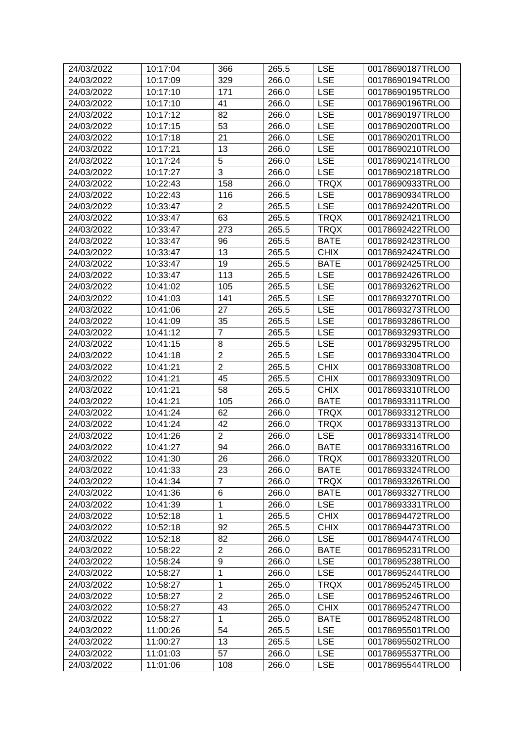| 24/03/2022 | 10:17:04 | 366 | 265.5 | LSE | 00178690187TRLO0 |
|---|---|---|---|---|---|
| 24/03/2022 | 10:17:09 | 329 | 266.0 | LSE | 00178690194TRLO0 |
| 24/03/2022 | 10:17:10 | 171 | 266.0 | LSE | 00178690195TRLO0 |
| 24/03/2022 | 10:17:10 | 41 | 266.0 | LSE | 00178690196TRLO0 |
| 24/03/2022 | 10:17:12 | 82 | 266.0 | LSE | 00178690197TRLO0 |
| 24/03/2022 | 10:17:15 | 53 | 266.0 | LSE | 00178690200TRLO0 |
| 24/03/2022 | 10:17:18 | 21 | 266.0 | LSE | 00178690201TRLO0 |
| 24/03/2022 | 10:17:21 | 13 | 266.0 | LSE | 00178690210TRLO0 |
| 24/03/2022 | 10:17:24 | 5 | 266.0 | LSE | 00178690214TRLO0 |
| 24/03/2022 | 10:17:27 | 3 | 266.0 | LSE | 00178690218TRLO0 |
| 24/03/2022 | 10:22:43 | 158 | 266.0 | TRQX | 00178690933TRLO0 |
| 24/03/2022 | 10:22:43 | 116 | 266.5 | LSE | 00178690934TRLO0 |
| 24/03/2022 | 10:33:47 | 2 | 265.5 | LSE | 00178692420TRLO0 |
| 24/03/2022 | 10:33:47 | 63 | 265.5 | TRQX | 00178692421TRLO0 |
| 24/03/2022 | 10:33:47 | 273 | 265.5 | TRQX | 00178692422TRLO0 |
| 24/03/2022 | 10:33:47 | 96 | 265.5 | BATE | 00178692423TRLO0 |
| 24/03/2022 | 10:33:47 | 13 | 265.5 | CHIX | 00178692424TRLO0 |
| 24/03/2022 | 10:33:47 | 19 | 265.5 | BATE | 00178692425TRLO0 |
| 24/03/2022 | 10:33:47 | 113 | 265.5 | LSE | 00178692426TRLO0 |
| 24/03/2022 | 10:41:02 | 105 | 265.5 | LSE | 00178693262TRLO0 |
| 24/03/2022 | 10:41:03 | 141 | 265.5 | LSE | 00178693270TRLO0 |
| 24/03/2022 | 10:41:06 | 27 | 265.5 | LSE | 00178693273TRLO0 |
| 24/03/2022 | 10:41:09 | 35 | 265.5 | LSE | 00178693286TRLO0 |
| 24/03/2022 | 10:41:12 | 7 | 265.5 | LSE | 00178693293TRLO0 |
| 24/03/2022 | 10:41:15 | 8 | 265.5 | LSE | 00178693295TRLO0 |
| 24/03/2022 | 10:41:18 | 2 | 265.5 | LSE | 00178693304TRLO0 |
| 24/03/2022 | 10:41:21 | 2 | 265.5 | CHIX | 00178693308TRLO0 |
| 24/03/2022 | 10:41:21 | 45 | 265.5 | CHIX | 00178693309TRLO0 |
| 24/03/2022 | 10:41:21 | 58 | 265.5 | CHIX | 00178693310TRLO0 |
| 24/03/2022 | 10:41:21 | 105 | 266.0 | BATE | 00178693311TRLO0 |
| 24/03/2022 | 10:41:24 | 62 | 266.0 | TRQX | 00178693312TRLO0 |
| 24/03/2022 | 10:41:24 | 42 | 266.0 | TRQX | 00178693313TRLO0 |
| 24/03/2022 | 10:41:26 | 2 | 266.0 | LSE | 00178693314TRLO0 |
| 24/03/2022 | 10:41:27 | 94 | 266.0 | BATE | 00178693316TRLO0 |
| 24/03/2022 | 10:41:30 | 26 | 266.0 | TRQX | 00178693320TRLO0 |
| 24/03/2022 | 10:41:33 | 23 | 266.0 | BATE | 00178693324TRLO0 |
| 24/03/2022 | 10:41:34 | 7 | 266.0 | TRQX | 00178693326TRLO0 |
| 24/03/2022 | 10:41:36 | 6 | 266.0 | BATE | 00178693327TRLO0 |
| 24/03/2022 | 10:41:39 | 1 | 266.0 | LSE | 00178693331TRLO0 |
| 24/03/2022 | 10:52:18 | 1 | 265.5 | CHIX | 00178694472TRLO0 |
| 24/03/2022 | 10:52:18 | 92 | 265.5 | CHIX | 00178694473TRLO0 |
| 24/03/2022 | 10:52:18 | 82 | 266.0 | LSE | 00178694474TRLO0 |
| 24/03/2022 | 10:58:22 | 2 | 266.0 | BATE | 00178695231TRLO0 |
| 24/03/2022 | 10:58:24 | 9 | 266.0 | LSE | 00178695238TRLO0 |
| 24/03/2022 | 10:58:27 | 1 | 266.0 | LSE | 00178695244TRLO0 |
| 24/03/2022 | 10:58:27 | 1 | 265.0 | TRQX | 00178695245TRLO0 |
| 24/03/2022 | 10:58:27 | 2 | 265.0 | LSE | 00178695246TRLO0 |
| 24/03/2022 | 10:58:27 | 43 | 265.0 | CHIX | 00178695247TRLO0 |
| 24/03/2022 | 10:58:27 | 1 | 265.0 | BATE | 00178695248TRLO0 |
| 24/03/2022 | 11:00:26 | 54 | 265.5 | LSE | 00178695501TRLO0 |
| 24/03/2022 | 11:00:27 | 13 | 265.5 | LSE | 00178695502TRLO0 |
| 24/03/2022 | 11:01:03 | 57 | 266.0 | LSE | 00178695537TRLO0 |
| 24/03/2022 | 11:01:06 | 108 | 266.0 | LSE | 00178695544TRLO0 |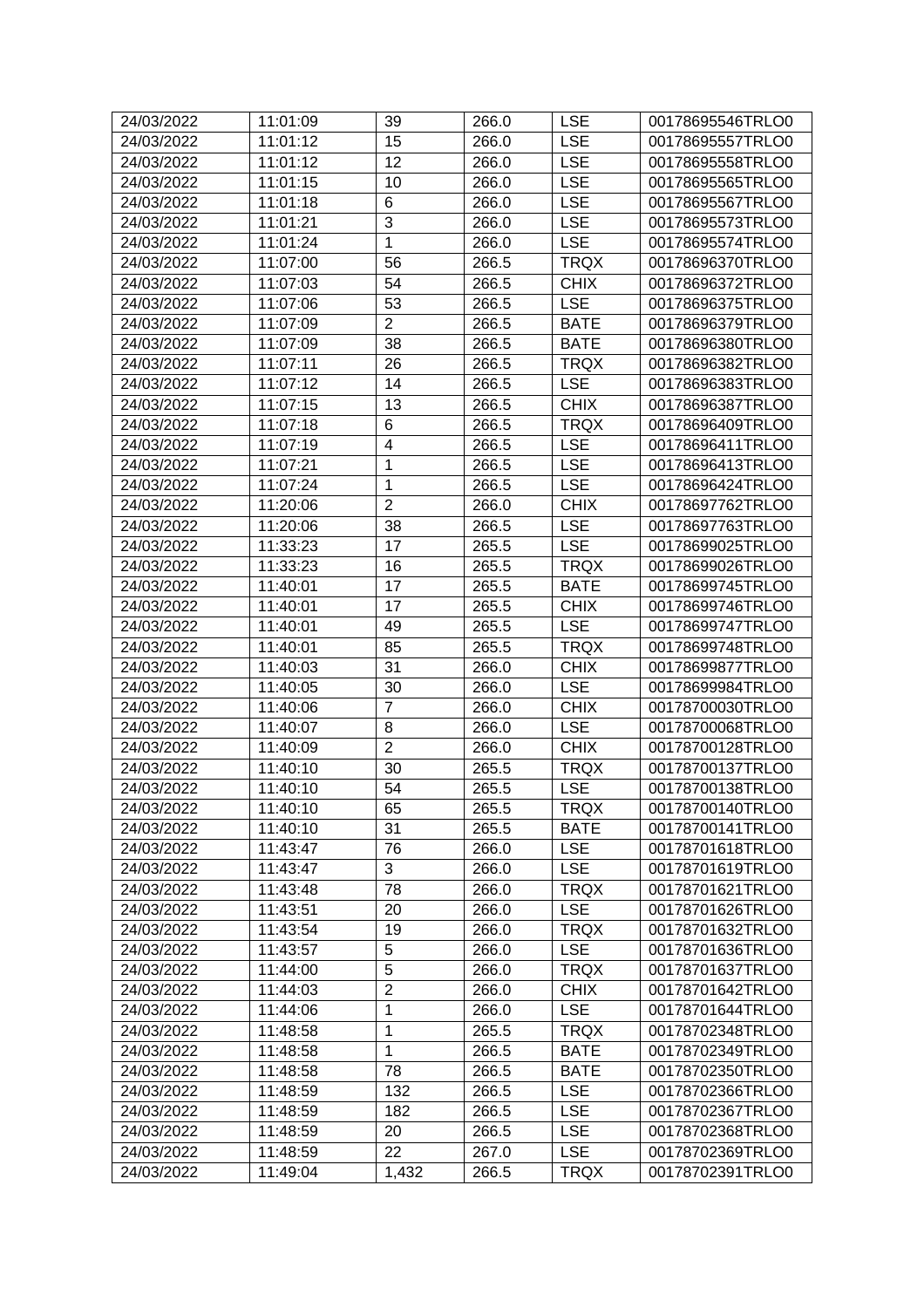| 24/03/2022 | 11:01:09 | 39 | 266.0 | LSE | 00178695546TRLO0 |
|---|---|---|---|---|---|
| 24/03/2022 | 11:01:12 | 15 | 266.0 | LSE | 00178695557TRLO0 |
| 24/03/2022 | 11:01:12 | 12 | 266.0 | LSE | 00178695558TRLO0 |
| 24/03/2022 | 11:01:15 | 10 | 266.0 | LSE | 00178695565TRLO0 |
| 24/03/2022 | 11:01:18 | 6 | 266.0 | LSE | 00178695567TRLO0 |
| 24/03/2022 | 11:01:21 | 3 | 266.0 | LSE | 00178695573TRLO0 |
| 24/03/2022 | 11:01:24 | 1 | 266.0 | LSE | 00178695574TRLO0 |
| 24/03/2022 | 11:07:00 | 56 | 266.5 | TRQX | 00178696370TRLO0 |
| 24/03/2022 | 11:07:03 | 54 | 266.5 | CHIX | 00178696372TRLO0 |
| 24/03/2022 | 11:07:06 | 53 | 266.5 | LSE | 00178696375TRLO0 |
| 24/03/2022 | 11:07:09 | 2 | 266.5 | BATE | 00178696379TRLO0 |
| 24/03/2022 | 11:07:09 | 38 | 266.5 | BATE | 00178696380TRLO0 |
| 24/03/2022 | 11:07:11 | 26 | 266.5 | TRQX | 00178696382TRLO0 |
| 24/03/2022 | 11:07:12 | 14 | 266.5 | LSE | 00178696383TRLO0 |
| 24/03/2022 | 11:07:15 | 13 | 266.5 | CHIX | 00178696387TRLO0 |
| 24/03/2022 | 11:07:18 | 6 | 266.5 | TRQX | 00178696409TRLO0 |
| 24/03/2022 | 11:07:19 | 4 | 266.5 | LSE | 00178696411TRLO0 |
| 24/03/2022 | 11:07:21 | 1 | 266.5 | LSE | 00178696413TRLO0 |
| 24/03/2022 | 11:07:24 | 1 | 266.5 | LSE | 00178696424TRLO0 |
| 24/03/2022 | 11:20:06 | 2 | 266.0 | CHIX | 00178697762TRLO0 |
| 24/03/2022 | 11:20:06 | 38 | 266.5 | LSE | 00178697763TRLO0 |
| 24/03/2022 | 11:33:23 | 17 | 265.5 | LSE | 00178699025TRLO0 |
| 24/03/2022 | 11:33:23 | 16 | 265.5 | TRQX | 00178699026TRLO0 |
| 24/03/2022 | 11:40:01 | 17 | 265.5 | BATE | 00178699745TRLO0 |
| 24/03/2022 | 11:40:01 | 17 | 265.5 | CHIX | 00178699746TRLO0 |
| 24/03/2022 | 11:40:01 | 49 | 265.5 | LSE | 00178699747TRLO0 |
| 24/03/2022 | 11:40:01 | 85 | 265.5 | TRQX | 00178699748TRLO0 |
| 24/03/2022 | 11:40:03 | 31 | 266.0 | CHIX | 00178699877TRLO0 |
| 24/03/2022 | 11:40:05 | 30 | 266.0 | LSE | 00178699984TRLO0 |
| 24/03/2022 | 11:40:06 | 7 | 266.0 | CHIX | 00178700030TRLO0 |
| 24/03/2022 | 11:40:07 | 8 | 266.0 | LSE | 00178700068TRLO0 |
| 24/03/2022 | 11:40:09 | 2 | 266.0 | CHIX | 00178700128TRLO0 |
| 24/03/2022 | 11:40:10 | 30 | 265.5 | TRQX | 00178700137TRLO0 |
| 24/03/2022 | 11:40:10 | 54 | 265.5 | LSE | 00178700138TRLO0 |
| 24/03/2022 | 11:40:10 | 65 | 265.5 | TRQX | 00178700140TRLO0 |
| 24/03/2022 | 11:40:10 | 31 | 265.5 | BATE | 00178700141TRLO0 |
| 24/03/2022 | 11:43:47 | 76 | 266.0 | LSE | 00178701618TRLO0 |
| 24/03/2022 | 11:43:47 | 3 | 266.0 | LSE | 00178701619TRLO0 |
| 24/03/2022 | 11:43:48 | 78 | 266.0 | TRQX | 00178701621TRLO0 |
| 24/03/2022 | 11:43:51 | 20 | 266.0 | LSE | 00178701626TRLO0 |
| 24/03/2022 | 11:43:54 | 19 | 266.0 | TRQX | 00178701632TRLO0 |
| 24/03/2022 | 11:43:57 | 5 | 266.0 | LSE | 00178701636TRLO0 |
| 24/03/2022 | 11:44:00 | 5 | 266.0 | TRQX | 00178701637TRLO0 |
| 24/03/2022 | 11:44:03 | 2 | 266.0 | CHIX | 00178701642TRLO0 |
| 24/03/2022 | 11:44:06 | 1 | 266.0 | LSE | 00178701644TRLO0 |
| 24/03/2022 | 11:48:58 | 1 | 265.5 | TRQX | 00178702348TRLO0 |
| 24/03/2022 | 11:48:58 | 1 | 266.5 | BATE | 00178702349TRLO0 |
| 24/03/2022 | 11:48:58 | 78 | 266.5 | BATE | 00178702350TRLO0 |
| 24/03/2022 | 11:48:59 | 132 | 266.5 | LSE | 00178702366TRLO0 |
| 24/03/2022 | 11:48:59 | 182 | 266.5 | LSE | 00178702367TRLO0 |
| 24/03/2022 | 11:48:59 | 20 | 266.5 | LSE | 00178702368TRLO0 |
| 24/03/2022 | 11:48:59 | 22 | 267.0 | LSE | 00178702369TRLO0 |
| 24/03/2022 | 11:49:04 | 1,432 | 266.5 | TRQX | 00178702391TRLO0 |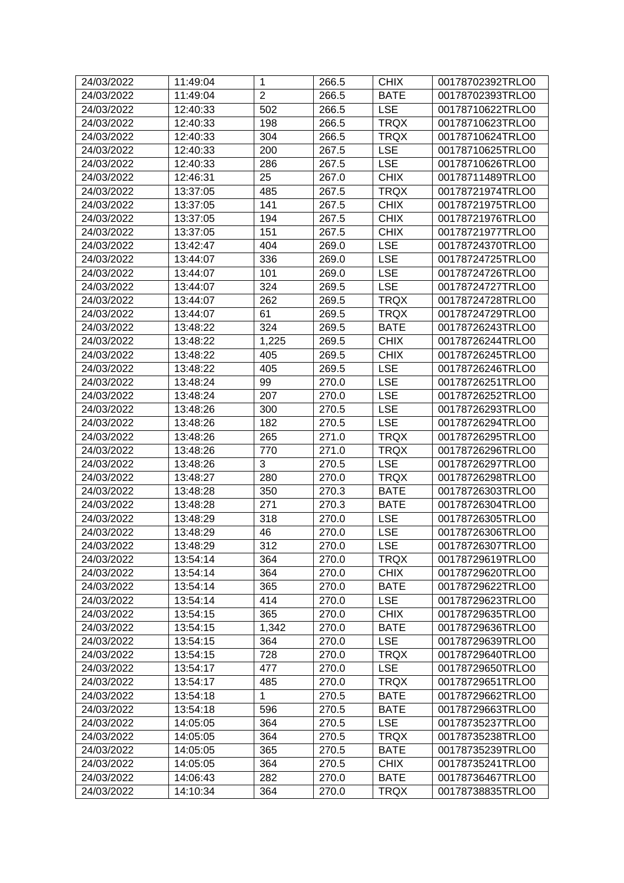| | | | | | |
|---|---|---|---|---|---|
| 24/03/2022 | 11:49:04 | 1 | 266.5 | CHIX | 00178702392TRLO0 |
| 24/03/2022 | 11:49:04 | 2 | 266.5 | BATE | 00178702393TRLO0 |
| 24/03/2022 | 12:40:33 | 502 | 266.5 | LSE | 00178710622TRLO0 |
| 24/03/2022 | 12:40:33 | 198 | 266.5 | TRQX | 00178710623TRLO0 |
| 24/03/2022 | 12:40:33 | 304 | 266.5 | TRQX | 00178710624TRLO0 |
| 24/03/2022 | 12:40:33 | 200 | 267.5 | LSE | 00178710625TRLO0 |
| 24/03/2022 | 12:40:33 | 286 | 267.5 | LSE | 00178710626TRLO0 |
| 24/03/2022 | 12:46:31 | 25 | 267.0 | CHIX | 00178711489TRLO0 |
| 24/03/2022 | 13:37:05 | 485 | 267.5 | TRQX | 00178721974TRLO0 |
| 24/03/2022 | 13:37:05 | 141 | 267.5 | CHIX | 00178721975TRLO0 |
| 24/03/2022 | 13:37:05 | 194 | 267.5 | CHIX | 00178721976TRLO0 |
| 24/03/2022 | 13:37:05 | 151 | 267.5 | CHIX | 00178721977TRLO0 |
| 24/03/2022 | 13:42:47 | 404 | 269.0 | LSE | 00178724370TRLO0 |
| 24/03/2022 | 13:44:07 | 336 | 269.0 | LSE | 00178724725TRLO0 |
| 24/03/2022 | 13:44:07 | 101 | 269.0 | LSE | 00178724726TRLO0 |
| 24/03/2022 | 13:44:07 | 324 | 269.5 | LSE | 00178724727TRLO0 |
| 24/03/2022 | 13:44:07 | 262 | 269.5 | TRQX | 00178724728TRLO0 |
| 24/03/2022 | 13:44:07 | 61 | 269.5 | TRQX | 00178724729TRLO0 |
| 24/03/2022 | 13:48:22 | 324 | 269.5 | BATE | 00178726243TRLO0 |
| 24/03/2022 | 13:48:22 | 1,225 | 269.5 | CHIX | 00178726244TRLO0 |
| 24/03/2022 | 13:48:22 | 405 | 269.5 | CHIX | 00178726245TRLO0 |
| 24/03/2022 | 13:48:22 | 405 | 269.5 | LSE | 00178726246TRLO0 |
| 24/03/2022 | 13:48:24 | 99 | 270.0 | LSE | 00178726251TRLO0 |
| 24/03/2022 | 13:48:24 | 207 | 270.0 | LSE | 00178726252TRLO0 |
| 24/03/2022 | 13:48:26 | 300 | 270.5 | LSE | 00178726293TRLO0 |
| 24/03/2022 | 13:48:26 | 182 | 270.5 | LSE | 00178726294TRLO0 |
| 24/03/2022 | 13:48:26 | 265 | 271.0 | TRQX | 00178726295TRLO0 |
| 24/03/2022 | 13:48:26 | 770 | 271.0 | TRQX | 00178726296TRLO0 |
| 24/03/2022 | 13:48:26 | 3 | 270.5 | LSE | 00178726297TRLO0 |
| 24/03/2022 | 13:48:27 | 280 | 270.0 | TRQX | 00178726298TRLO0 |
| 24/03/2022 | 13:48:28 | 350 | 270.3 | BATE | 00178726303TRLO0 |
| 24/03/2022 | 13:48:28 | 271 | 270.3 | BATE | 00178726304TRLO0 |
| 24/03/2022 | 13:48:29 | 318 | 270.0 | LSE | 00178726305TRLO0 |
| 24/03/2022 | 13:48:29 | 46 | 270.0 | LSE | 00178726306TRLO0 |
| 24/03/2022 | 13:48:29 | 312 | 270.0 | LSE | 00178726307TRLO0 |
| 24/03/2022 | 13:54:14 | 364 | 270.0 | TRQX | 00178729619TRLO0 |
| 24/03/2022 | 13:54:14 | 364 | 270.0 | CHIX | 00178729620TRLO0 |
| 24/03/2022 | 13:54:14 | 365 | 270.0 | BATE | 00178729622TRLO0 |
| 24/03/2022 | 13:54:14 | 414 | 270.0 | LSE | 00178729623TRLO0 |
| 24/03/2022 | 13:54:15 | 365 | 270.0 | CHIX | 00178729635TRLO0 |
| 24/03/2022 | 13:54:15 | 1,342 | 270.0 | BATE | 00178729636TRLO0 |
| 24/03/2022 | 13:54:15 | 364 | 270.0 | LSE | 00178729639TRLO0 |
| 24/03/2022 | 13:54:15 | 728 | 270.0 | TRQX | 00178729640TRLO0 |
| 24/03/2022 | 13:54:17 | 477 | 270.0 | LSE | 00178729650TRLO0 |
| 24/03/2022 | 13:54:17 | 485 | 270.0 | TRQX | 00178729651TRLO0 |
| 24/03/2022 | 13:54:18 | 1 | 270.5 | BATE | 00178729662TRLO0 |
| 24/03/2022 | 13:54:18 | 596 | 270.5 | BATE | 00178729663TRLO0 |
| 24/03/2022 | 14:05:05 | 364 | 270.5 | LSE | 00178735237TRLO0 |
| 24/03/2022 | 14:05:05 | 364 | 270.5 | TRQX | 00178735238TRLO0 |
| 24/03/2022 | 14:05:05 | 365 | 270.5 | BATE | 00178735239TRLO0 |
| 24/03/2022 | 14:05:05 | 364 | 270.5 | CHIX | 00178735241TRLO0 |
| 24/03/2022 | 14:06:43 | 282 | 270.0 | BATE | 00178736467TRLO0 |
| 24/03/2022 | 14:10:34 | 364 | 270.0 | TRQX | 00178738835TRLO0 |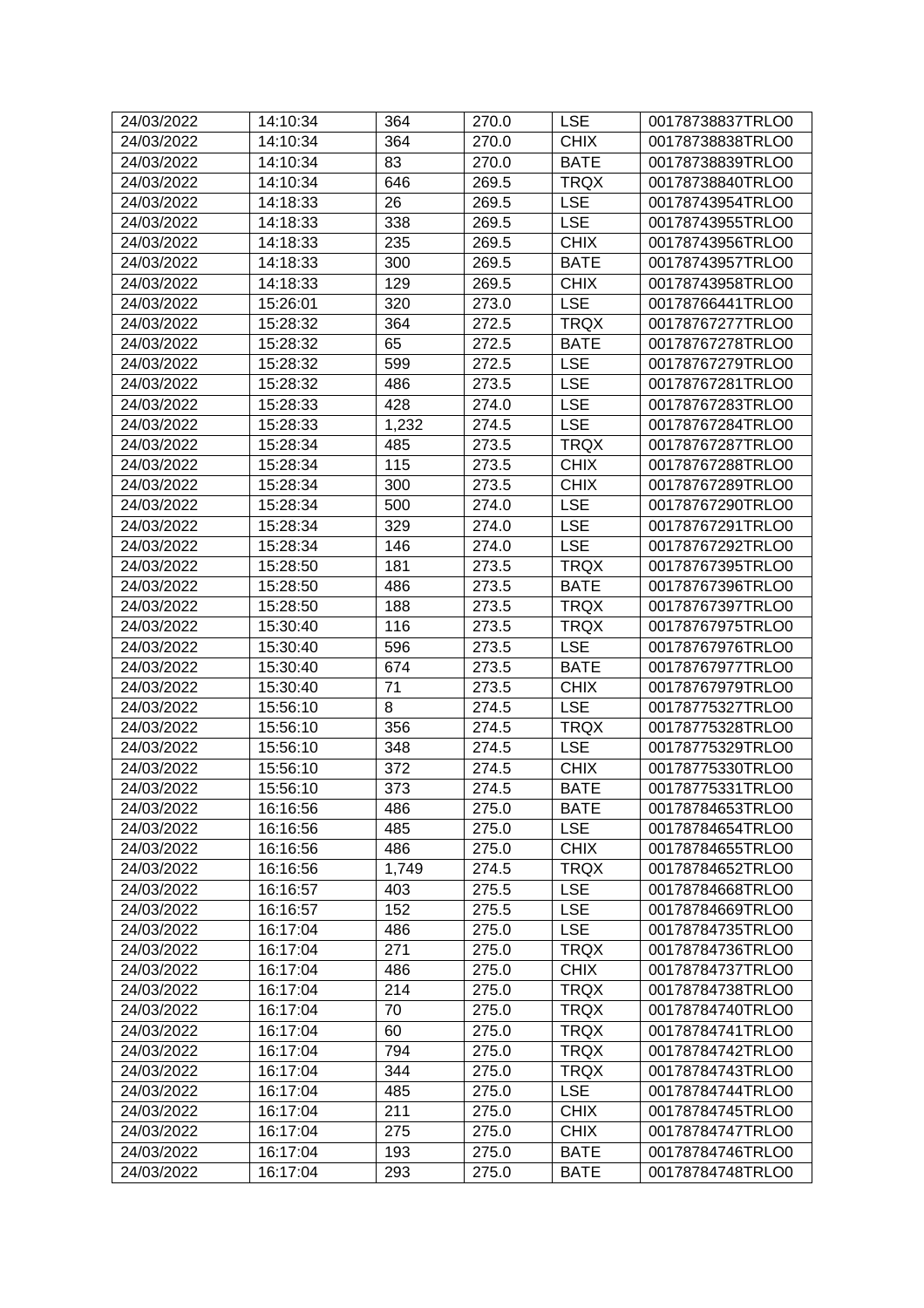| 24/03/2022 | 14:10:34 | 364 | 270.0 | LSE | 00178738837TRLO0 |
|---|---|---|---|---|---|
| 24/03/2022 | 14:10:34 | 364 | 270.0 | CHIX | 00178738838TRLO0 |
| 24/03/2022 | 14:10:34 | 83 | 270.0 | BATE | 00178738839TRLO0 |
| 24/03/2022 | 14:10:34 | 646 | 269.5 | TRQX | 00178738840TRLO0 |
| 24/03/2022 | 14:18:33 | 26 | 269.5 | LSE | 00178743954TRLO0 |
| 24/03/2022 | 14:18:33 | 338 | 269.5 | LSE | 00178743955TRLO0 |
| 24/03/2022 | 14:18:33 | 235 | 269.5 | CHIX | 00178743956TRLO0 |
| 24/03/2022 | 14:18:33 | 300 | 269.5 | BATE | 00178743957TRLO0 |
| 24/03/2022 | 14:18:33 | 129 | 269.5 | CHIX | 00178743958TRLO0 |
| 24/03/2022 | 15:26:01 | 320 | 273.0 | LSE | 00178766441TRLO0 |
| 24/03/2022 | 15:28:32 | 364 | 272.5 | TRQX | 00178767277TRLO0 |
| 24/03/2022 | 15:28:32 | 65 | 272.5 | BATE | 00178767278TRLO0 |
| 24/03/2022 | 15:28:32 | 599 | 272.5 | LSE | 00178767279TRLO0 |
| 24/03/2022 | 15:28:32 | 486 | 273.5 | LSE | 00178767281TRLO0 |
| 24/03/2022 | 15:28:33 | 428 | 274.0 | LSE | 00178767283TRLO0 |
| 24/03/2022 | 15:28:33 | 1,232 | 274.5 | LSE | 00178767284TRLO0 |
| 24/03/2022 | 15:28:34 | 485 | 273.5 | TRQX | 00178767287TRLO0 |
| 24/03/2022 | 15:28:34 | 115 | 273.5 | CHIX | 00178767288TRLO0 |
| 24/03/2022 | 15:28:34 | 300 | 273.5 | CHIX | 00178767289TRLO0 |
| 24/03/2022 | 15:28:34 | 500 | 274.0 | LSE | 00178767290TRLO0 |
| 24/03/2022 | 15:28:34 | 329 | 274.0 | LSE | 00178767291TRLO0 |
| 24/03/2022 | 15:28:34 | 146 | 274.0 | LSE | 00178767292TRLO0 |
| 24/03/2022 | 15:28:50 | 181 | 273.5 | TRQX | 00178767395TRLO0 |
| 24/03/2022 | 15:28:50 | 486 | 273.5 | BATE | 00178767396TRLO0 |
| 24/03/2022 | 15:28:50 | 188 | 273.5 | TRQX | 00178767397TRLO0 |
| 24/03/2022 | 15:30:40 | 116 | 273.5 | TRQX | 00178767975TRLO0 |
| 24/03/2022 | 15:30:40 | 596 | 273.5 | LSE | 00178767976TRLO0 |
| 24/03/2022 | 15:30:40 | 674 | 273.5 | BATE | 00178767977TRLO0 |
| 24/03/2022 | 15:30:40 | 71 | 273.5 | CHIX | 00178767979TRLO0 |
| 24/03/2022 | 15:56:10 | 8 | 274.5 | LSE | 00178775327TRLO0 |
| 24/03/2022 | 15:56:10 | 356 | 274.5 | TRQX | 00178775328TRLO0 |
| 24/03/2022 | 15:56:10 | 348 | 274.5 | LSE | 00178775329TRLO0 |
| 24/03/2022 | 15:56:10 | 372 | 274.5 | CHIX | 00178775330TRLO0 |
| 24/03/2022 | 15:56:10 | 373 | 274.5 | BATE | 00178775331TRLO0 |
| 24/03/2022 | 16:16:56 | 486 | 275.0 | BATE | 00178784653TRLO0 |
| 24/03/2022 | 16:16:56 | 485 | 275.0 | LSE | 00178784654TRLO0 |
| 24/03/2022 | 16:16:56 | 486 | 275.0 | CHIX | 00178784655TRLO0 |
| 24/03/2022 | 16:16:56 | 1,749 | 274.5 | TRQX | 00178784652TRLO0 |
| 24/03/2022 | 16:16:57 | 403 | 275.5 | LSE | 00178784668TRLO0 |
| 24/03/2022 | 16:16:57 | 152 | 275.5 | LSE | 00178784669TRLO0 |
| 24/03/2022 | 16:17:04 | 486 | 275.0 | LSE | 00178784735TRLO0 |
| 24/03/2022 | 16:17:04 | 271 | 275.0 | TRQX | 00178784736TRLO0 |
| 24/03/2022 | 16:17:04 | 486 | 275.0 | CHIX | 00178784737TRLO0 |
| 24/03/2022 | 16:17:04 | 214 | 275.0 | TRQX | 00178784738TRLO0 |
| 24/03/2022 | 16:17:04 | 70 | 275.0 | TRQX | 00178784740TRLO0 |
| 24/03/2022 | 16:17:04 | 60 | 275.0 | TRQX | 00178784741TRLO0 |
| 24/03/2022 | 16:17:04 | 794 | 275.0 | TRQX | 00178784742TRLO0 |
| 24/03/2022 | 16:17:04 | 344 | 275.0 | TRQX | 00178784743TRLO0 |
| 24/03/2022 | 16:17:04 | 485 | 275.0 | LSE | 00178784744TRLO0 |
| 24/03/2022 | 16:17:04 | 211 | 275.0 | CHIX | 00178784745TRLO0 |
| 24/03/2022 | 16:17:04 | 275 | 275.0 | CHIX | 00178784747TRLO0 |
| 24/03/2022 | 16:17:04 | 193 | 275.0 | BATE | 00178784746TRLO0 |
| 24/03/2022 | 16:17:04 | 293 | 275.0 | BATE | 00178784748TRLO0 |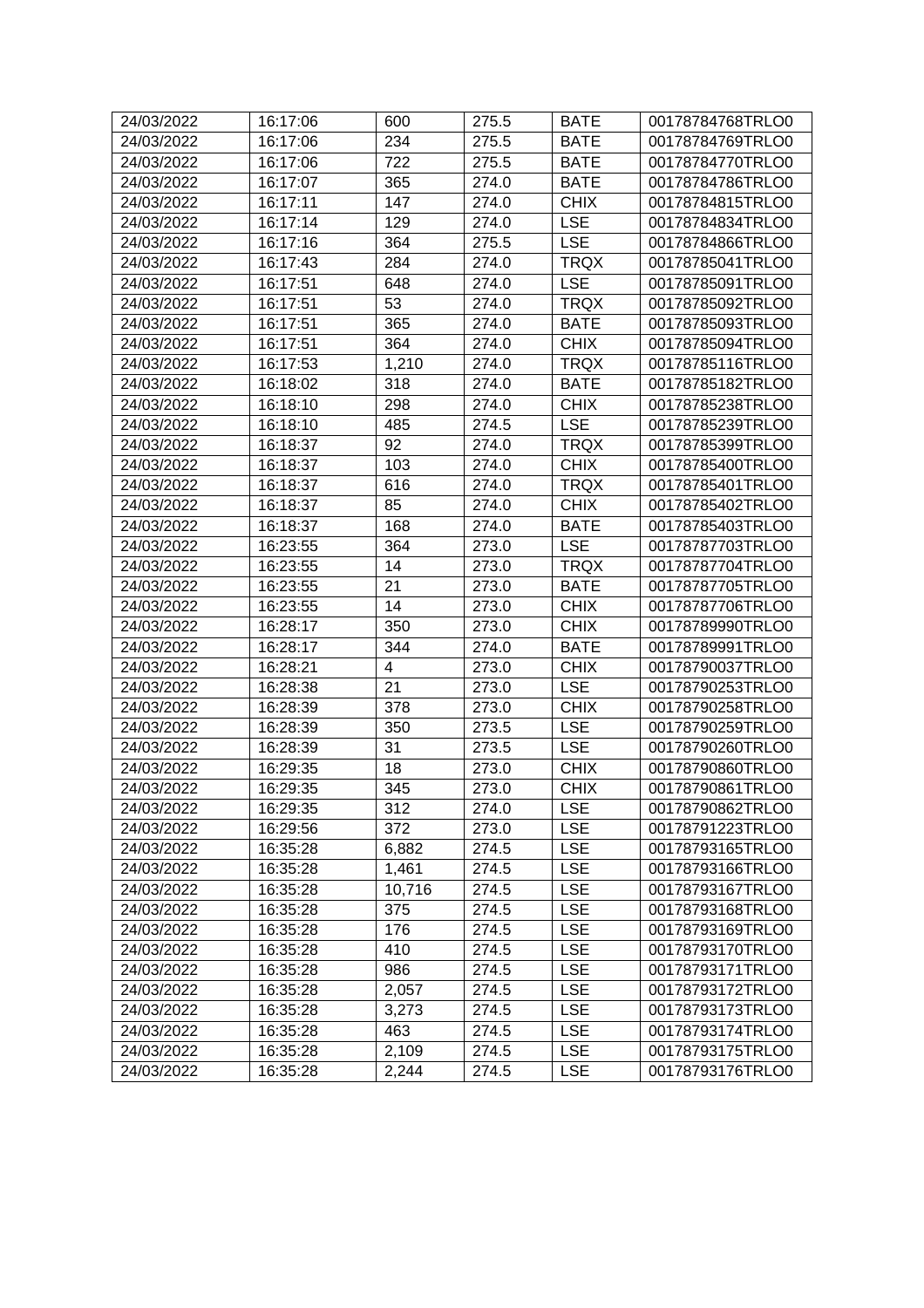| | | | | | |
|---|---|---|---|---|---|
| 24/03/2022 | 16:17:06 | 600 | 275.5 | BATE | 00178784768TRLO0 |
| 24/03/2022 | 16:17:06 | 234 | 275.5 | BATE | 00178784769TRLO0 |
| 24/03/2022 | 16:17:06 | 722 | 275.5 | BATE | 00178784770TRLO0 |
| 24/03/2022 | 16:17:07 | 365 | 274.0 | BATE | 00178784786TRLO0 |
| 24/03/2022 | 16:17:11 | 147 | 274.0 | CHIX | 00178784815TRLO0 |
| 24/03/2022 | 16:17:14 | 129 | 274.0 | LSE | 00178784834TRLO0 |
| 24/03/2022 | 16:17:16 | 364 | 275.5 | LSE | 00178784866TRLO0 |
| 24/03/2022 | 16:17:43 | 284 | 274.0 | TRQX | 00178785041TRLO0 |
| 24/03/2022 | 16:17:51 | 648 | 274.0 | LSE | 00178785091TRLO0 |
| 24/03/2022 | 16:17:51 | 53 | 274.0 | TRQX | 00178785092TRLO0 |
| 24/03/2022 | 16:17:51 | 365 | 274.0 | BATE | 00178785093TRLO0 |
| 24/03/2022 | 16:17:51 | 364 | 274.0 | CHIX | 00178785094TRLO0 |
| 24/03/2022 | 16:17:53 | 1,210 | 274.0 | TRQX | 00178785116TRLO0 |
| 24/03/2022 | 16:18:02 | 318 | 274.0 | BATE | 00178785182TRLO0 |
| 24/03/2022 | 16:18:10 | 298 | 274.0 | CHIX | 00178785238TRLO0 |
| 24/03/2022 | 16:18:10 | 485 | 274.5 | LSE | 00178785239TRLO0 |
| 24/03/2022 | 16:18:37 | 92 | 274.0 | TRQX | 00178785399TRLO0 |
| 24/03/2022 | 16:18:37 | 103 | 274.0 | CHIX | 00178785400TRLO0 |
| 24/03/2022 | 16:18:37 | 616 | 274.0 | TRQX | 00178785401TRLO0 |
| 24/03/2022 | 16:18:37 | 85 | 274.0 | CHIX | 00178785402TRLO0 |
| 24/03/2022 | 16:18:37 | 168 | 274.0 | BATE | 00178785403TRLO0 |
| 24/03/2022 | 16:23:55 | 364 | 273.0 | LSE | 00178787703TRLO0 |
| 24/03/2022 | 16:23:55 | 14 | 273.0 | TRQX | 00178787704TRLO0 |
| 24/03/2022 | 16:23:55 | 21 | 273.0 | BATE | 00178787705TRLO0 |
| 24/03/2022 | 16:23:55 | 14 | 273.0 | CHIX | 00178787706TRLO0 |
| 24/03/2022 | 16:28:17 | 350 | 273.0 | CHIX | 00178789990TRLO0 |
| 24/03/2022 | 16:28:17 | 344 | 274.0 | BATE | 00178789991TRLO0 |
| 24/03/2022 | 16:28:21 | 4 | 273.0 | CHIX | 00178790037TRLO0 |
| 24/03/2022 | 16:28:38 | 21 | 273.0 | LSE | 00178790253TRLO0 |
| 24/03/2022 | 16:28:39 | 378 | 273.0 | CHIX | 00178790258TRLO0 |
| 24/03/2022 | 16:28:39 | 350 | 273.5 | LSE | 00178790259TRLO0 |
| 24/03/2022 | 16:28:39 | 31 | 273.5 | LSE | 00178790260TRLO0 |
| 24/03/2022 | 16:29:35 | 18 | 273.0 | CHIX | 00178790860TRLO0 |
| 24/03/2022 | 16:29:35 | 345 | 273.0 | CHIX | 00178790861TRLO0 |
| 24/03/2022 | 16:29:35 | 312 | 274.0 | LSE | 00178790862TRLO0 |
| 24/03/2022 | 16:29:56 | 372 | 273.0 | LSE | 00178791223TRLO0 |
| 24/03/2022 | 16:35:28 | 6,882 | 274.5 | LSE | 00178793165TRLO0 |
| 24/03/2022 | 16:35:28 | 1,461 | 274.5 | LSE | 00178793166TRLO0 |
| 24/03/2022 | 16:35:28 | 10,716 | 274.5 | LSE | 00178793167TRLO0 |
| 24/03/2022 | 16:35:28 | 375 | 274.5 | LSE | 00178793168TRLO0 |
| 24/03/2022 | 16:35:28 | 176 | 274.5 | LSE | 00178793169TRLO0 |
| 24/03/2022 | 16:35:28 | 410 | 274.5 | LSE | 00178793170TRLO0 |
| 24/03/2022 | 16:35:28 | 986 | 274.5 | LSE | 00178793171TRLO0 |
| 24/03/2022 | 16:35:28 | 2,057 | 274.5 | LSE | 00178793172TRLO0 |
| 24/03/2022 | 16:35:28 | 3,273 | 274.5 | LSE | 00178793173TRLO0 |
| 24/03/2022 | 16:35:28 | 463 | 274.5 | LSE | 00178793174TRLO0 |
| 24/03/2022 | 16:35:28 | 2,109 | 274.5 | LSE | 00178793175TRLO0 |
| 24/03/2022 | 16:35:28 | 2,244 | 274.5 | LSE | 00178793176TRLO0 |